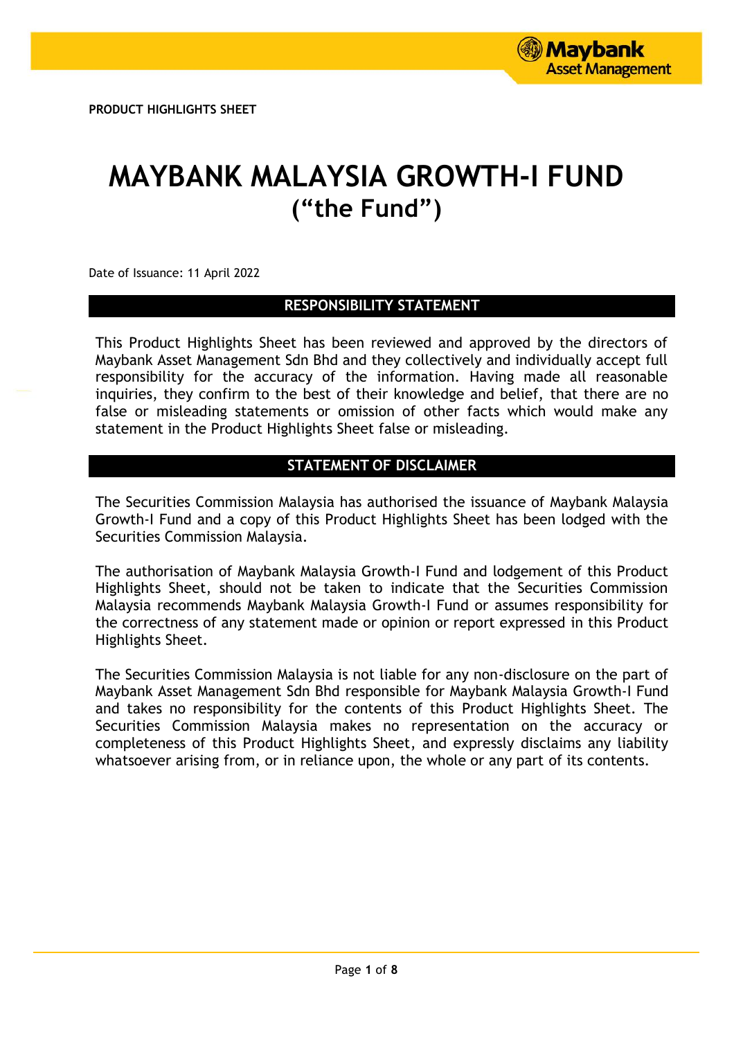PRODUCT HIGHLIGHTS SHEET

# MAYBANK MALAYSIA GROWTH-I FUND
## ("the Fund")

Date of Issuance: 11 April 2022

## RESPONSIBILITY STATEMENT

This Product Highlights Sheet has been reviewed and approved by the directors of Maybank Asset Management Sdn Bhd and they collectively and individually accept full responsibility for the accuracy of the information. Having made all reasonable inquiries, they confirm to the best of their knowledge and belief, that there are no false or misleading statements or omission of other facts which would make any statement in the Product Highlights Sheet false or misleading.

## STATEMENT OF DISCLAIMER

The Securities Commission Malaysia has authorised the issuance of Maybank Malaysia Growth-I Fund and a copy of this Product Highlights Sheet has been lodged with the Securities Commission Malaysia.

The authorisation of Maybank Malaysia Growth-I Fund and lodgement of this Product Highlights Sheet, should not be taken to indicate that the Securities Commission Malaysia recommends Maybank Malaysia Growth-I Fund or assumes responsibility for the correctness of any statement made or opinion or report expressed in this Product Highlights Sheet.

The Securities Commission Malaysia is not liable for any non-disclosure on the part of Maybank Asset Management Sdn Bhd responsible for Maybank Malaysia Growth-I Fund and takes no responsibility for the contents of this Product Highlights Sheet. The Securities Commission Malaysia makes no representation on the accuracy or completeness of this Product Highlights Sheet, and expressly disclaims any liability whatsoever arising from, or in reliance upon, the whole or any part of its contents.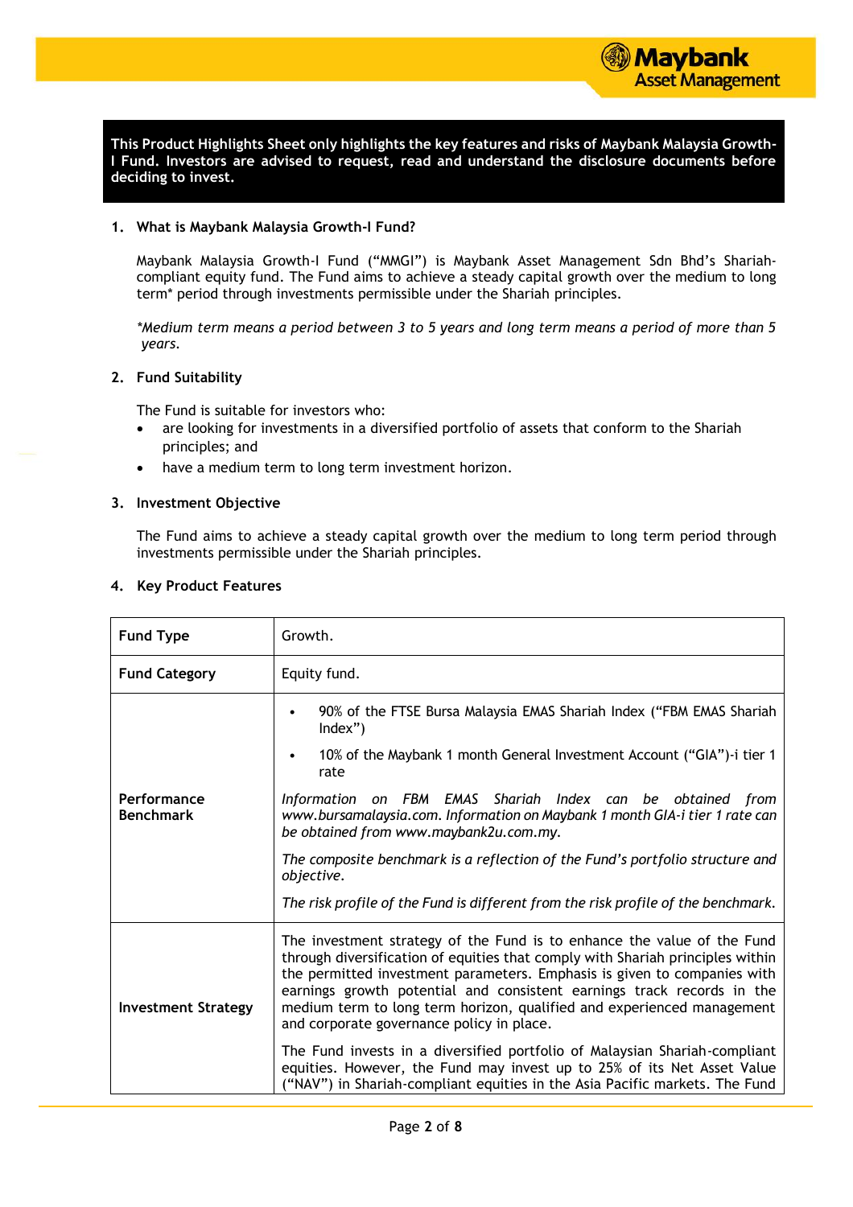**This Product Highlights Sheet only highlights the key features and risks of Maybank Malaysia Growth-I Fund. Investors are advised to request, read and understand the disclosure documents before deciding to invest.**

## 1. What is Maybank Malaysia Growth-I Fund?

Maybank Malaysia Growth-I Fund ("MMGI") is Maybank Asset Management Sdn Bhd's Shariah-compliant equity fund. The Fund aims to achieve a steady capital growth over the medium to long term* period through investments permissible under the Shariah principles.

*\*Medium term means a period between 3 to 5 years and long term means a period of more than 5 years.*

## 2. Fund Suitability

The Fund is suitable for investors who:

- are looking for investments in a diversified portfolio of assets that conform to the Shariah principles; and
- have a medium term to long term investment horizon.

## 3. Investment Objective

The Fund aims to achieve a steady capital growth over the medium to long term period through investments permissible under the Shariah principles.

## 4. Key Product Features

| | |
|---|---|
| **Fund Type** | Growth. |
| **Fund Category** | Equity fund. |
| **Performance Benchmark** | • 90% of the FTSE Bursa Malaysia EMAS Shariah Index ("FBM EMAS Shariah Index")<br>• 10% of the Maybank 1 month General Investment Account ("GIA")-i tier 1 rate<br><br>*Information on FBM EMAS Shariah Index can be obtained from www.bursamalaysia.com. Information on Maybank 1 month GIA-i tier 1 rate can be obtained from www.maybank2u.com.my.*<br><br>*The composite benchmark is a reflection of the Fund's portfolio structure and objective.*<br><br>*The risk profile of the Fund is different from the risk profile of the benchmark.* |
| **Investment Strategy** | The investment strategy of the Fund is to enhance the value of the Fund through diversification of equities that comply with Shariah principles within the permitted investment parameters. Emphasis is given to companies with earnings growth potential and consistent earnings track records in the medium term to long term horizon, qualified and experienced management and corporate governance policy in place.<br><br>The Fund invests in a diversified portfolio of Malaysian Shariah-compliant equities. However, the Fund may invest up to 25% of its Net Asset Value ("NAV") in Shariah-compliant equities in the Asia Pacific markets. The Fund |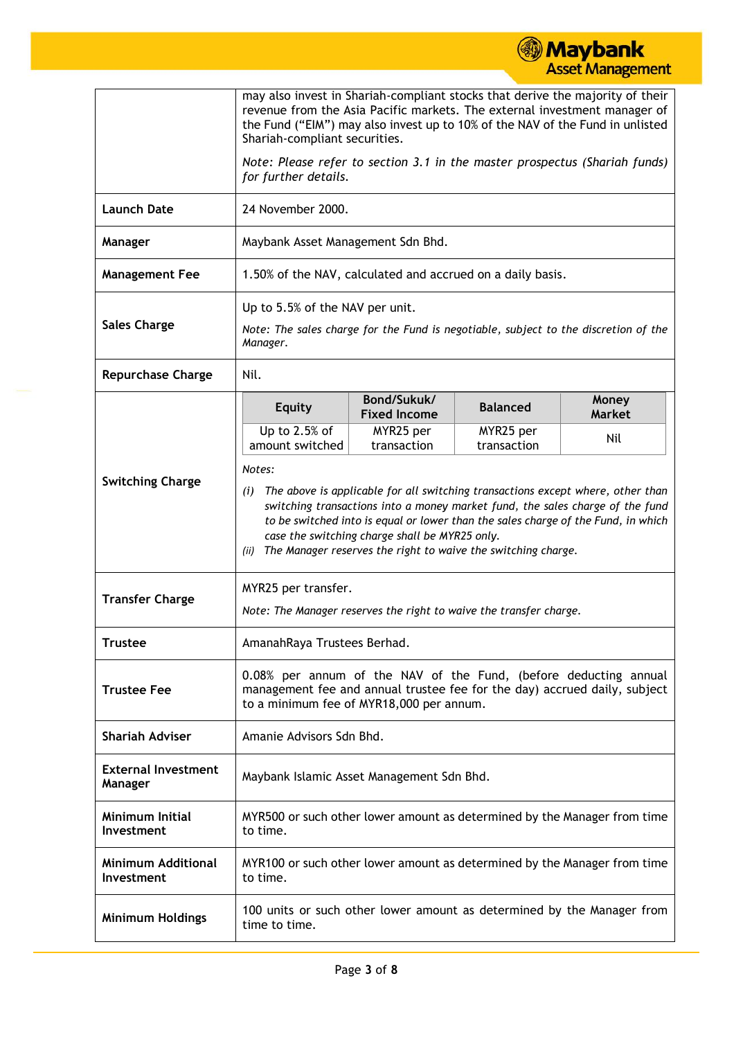| | |
|---|---|
| | may also invest in Shariah-compliant stocks that derive the majority of their revenue from the Asia Pacific markets. The external investment manager of the Fund ("EIM") may also invest up to 10% of the NAV of the Fund in unlisted Shariah-compliant securities.<br><br>*Note: Please refer to section 3.1 in the master prospectus (Shariah funds) for further details.* |
| **Launch Date** | 24 November 2000. |
| **Manager** | Maybank Asset Management Sdn Bhd. |
| **Management Fee** | 1.50% of the NAV, calculated and accrued on a daily basis. |
| **Sales Charge** | Up to 5.5% of the NAV per unit.<br><br>*Note: The sales charge for the Fund is negotiable, subject to the discretion of the Manager.* |
| **Repurchase Charge** | Nil. |
| **Switching Charge** | **Equity**: Up to 2.5% of amount switched; **Bond/Sukuk/Fixed Income**: MYR25 per transaction; **Balanced**: MYR25 per transaction; **Money Market**: Nil<br><br>*Notes:*<br>*(i) The above is applicable for all switching transactions except where, other than switching transactions into a money market fund, the sales charge of the fund to be switched into is equal or lower than the sales charge of the Fund, in which case the switching charge shall be MYR25 only.*<br>*(ii) The Manager reserves the right to waive the switching charge.* |
| **Transfer Charge** | MYR25 per transfer.<br><br>*Note: The Manager reserves the right to waive the transfer charge.* |
| **Trustee** | AmanahRaya Trustees Berhad. |
| **Trustee Fee** | 0.08% per annum of the NAV of the Fund, (before deducting annual management fee and annual trustee fee for the day) accrued daily, subject to a minimum fee of MYR18,000 per annum. |
| **Shariah Adviser** | Amanie Advisors Sdn Bhd. |
| **External Investment Manager** | Maybank Islamic Asset Management Sdn Bhd. |
| **Minimum Initial Investment** | MYR500 or such other lower amount as determined by the Manager from time to time. |
| **Minimum Additional Investment** | MYR100 or such other lower amount as determined by the Manager from time to time. |
| **Minimum Holdings** | 100 units or such other lower amount as determined by the Manager from time to time. |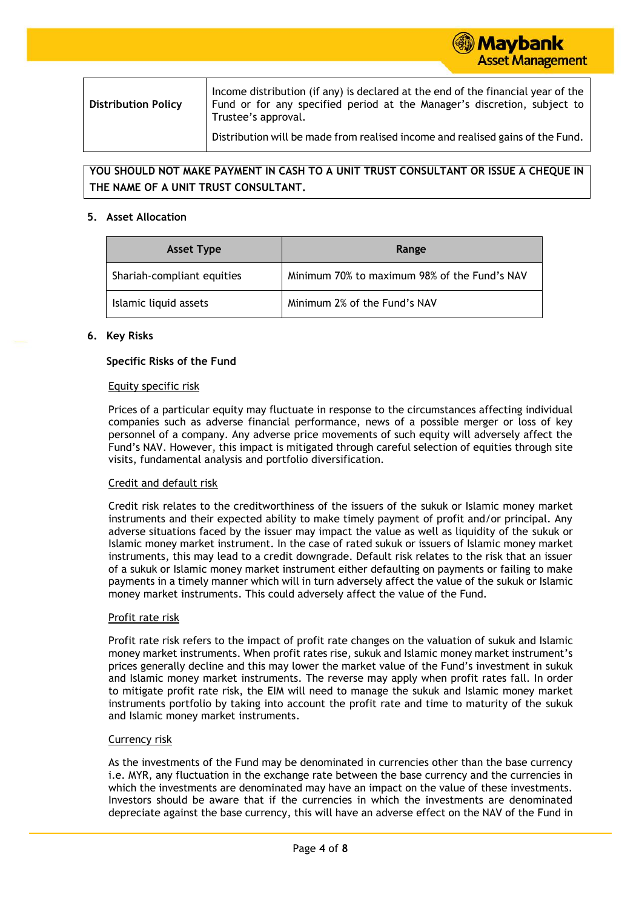| Distribution Policy | Income distribution (if any) is declared at the end of the financial year of the Fund or for any specified period at the Manager's discretion, subject to Trustee's approval.<br><br>Distribution will be made from realised income and realised gains of the Fund. |
|---|---|

**YOU SHOULD NOT MAKE PAYMENT IN CASH TO A UNIT TRUST CONSULTANT OR ISSUE A CHEQUE IN THE NAME OF A UNIT TRUST CONSULTANT.**

## 5. Asset Allocation

| Asset Type | Range |
|---|---|
| Shariah-compliant equities | Minimum 70% to maximum 98% of the Fund's NAV |
| Islamic liquid assets | Minimum 2% of the Fund's NAV |

## 6. Key Risks

### Specific Risks of the Fund

Equity specific risk

Prices of a particular equity may fluctuate in response to the circumstances affecting individual companies such as adverse financial performance, news of a possible merger or loss of key personnel of a company. Any adverse price movements of such equity will adversely affect the Fund's NAV. However, this impact is mitigated through careful selection of equities through site visits, fundamental analysis and portfolio diversification.

Credit and default risk

Credit risk relates to the creditworthiness of the issuers of the sukuk or Islamic money market instruments and their expected ability to make timely payment of profit and/or principal. Any adverse situations faced by the issuer may impact the value as well as liquidity of the sukuk or Islamic money market instrument. In the case of rated sukuk or issuers of Islamic money market instruments, this may lead to a credit downgrade. Default risk relates to the risk that an issuer of a sukuk or Islamic money market instrument either defaulting on payments or failing to make payments in a timely manner which will in turn adversely affect the value of the sukuk or Islamic money market instruments. This could adversely affect the value of the Fund.

Profit rate risk

Profit rate risk refers to the impact of profit rate changes on the valuation of sukuk and Islamic money market instruments. When profit rates rise, sukuk and Islamic money market instrument's prices generally decline and this may lower the market value of the Fund's investment in sukuk and Islamic money market instruments. The reverse may apply when profit rates fall. In order to mitigate profit rate risk, the EIM will need to manage the sukuk and Islamic money market instruments portfolio by taking into account the profit rate and time to maturity of the sukuk and Islamic money market instruments.

Currency risk

As the investments of the Fund may be denominated in currencies other than the base currency i.e. MYR, any fluctuation in the exchange rate between the base currency and the currencies in which the investments are denominated may have an impact on the value of these investments. Investors should be aware that if the currencies in which the investments are denominated depreciate against the base currency, this will have an adverse effect on the NAV of the Fund in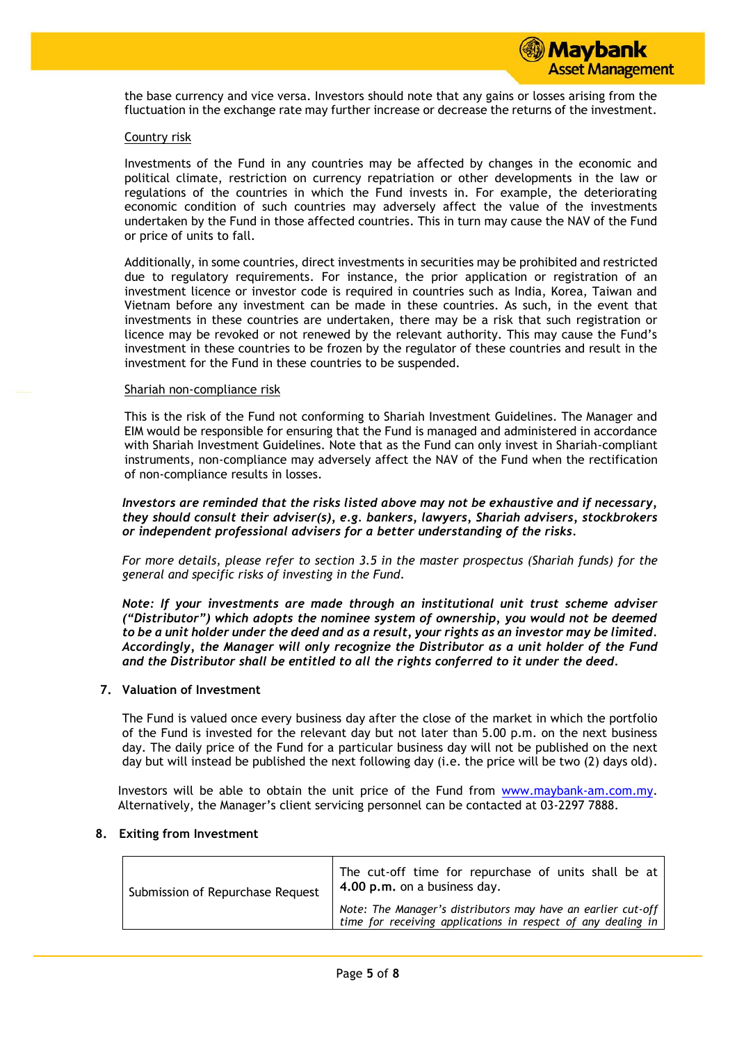the base currency and vice versa. Investors should note that any gains or losses arising from the fluctuation in the exchange rate may further increase or decrease the returns of the investment.

Country risk

Investments of the Fund in any countries may be affected by changes in the economic and political climate, restriction on currency repatriation or other developments in the law or regulations of the countries in which the Fund invests in. For example, the deteriorating economic condition of such countries may adversely affect the value of the investments undertaken by the Fund in those affected countries. This in turn may cause the NAV of the Fund or price of units to fall.

Additionally, in some countries, direct investments in securities may be prohibited and restricted due to regulatory requirements. For instance, the prior application or registration of an investment licence or investor code is required in countries such as India, Korea, Taiwan and Vietnam before any investment can be made in these countries. As such, in the event that investments in these countries are undertaken, there may be a risk that such registration or licence may be revoked or not renewed by the relevant authority. This may cause the Fund's investment in these countries to be frozen by the regulator of these countries and result in the investment for the Fund in these countries to be suspended.

Shariah non-compliance risk

This is the risk of the Fund not conforming to Shariah Investment Guidelines. The Manager and EIM would be responsible for ensuring that the Fund is managed and administered in accordance with Shariah Investment Guidelines. Note that as the Fund can only invest in Shariah-compliant instruments, non-compliance may adversely affect the NAV of the Fund when the rectification of non-compliance results in losses.

***Investors are reminded that the risks listed above may not be exhaustive and if necessary, they should consult their adviser(s), e.g. bankers, lawyers, Shariah advisers, stockbrokers or independent professional advisers for a better understanding of the risks.***

*For more details, please refer to section 3.5 in the master prospectus (Shariah funds) for the general and specific risks of investing in the Fund.*

***Note: If your investments are made through an institutional unit trust scheme adviser ("Distributor") which adopts the nominee system of ownership, you would not be deemed to be a unit holder under the deed and as a result, your rights as an investor may be limited. Accordingly, the Manager will only recognize the Distributor as a unit holder of the Fund and the Distributor shall be entitled to all the rights conferred to it under the deed.***

## 7. Valuation of Investment

The Fund is valued once every business day after the close of the market in which the portfolio of the Fund is invested for the relevant day but not later than 5.00 p.m. on the next business day. The daily price of the Fund for a particular business day will not be published on the next day but will instead be published the next following day (i.e. the price will be two (2) days old).

Investors will be able to obtain the unit price of the Fund from www.maybank-am.com.my. Alternatively, the Manager's client servicing personnel can be contacted at 03-2297 7888.

## 8. Exiting from Investment

| | |
|---|---|
| Submission of Repurchase Request | The cut-off time for repurchase of units shall be at **4.00 p.m.** on a business day.<br>*Note: The Manager's distributors may have an earlier cut-off time for receiving applications in respect of any dealing in* |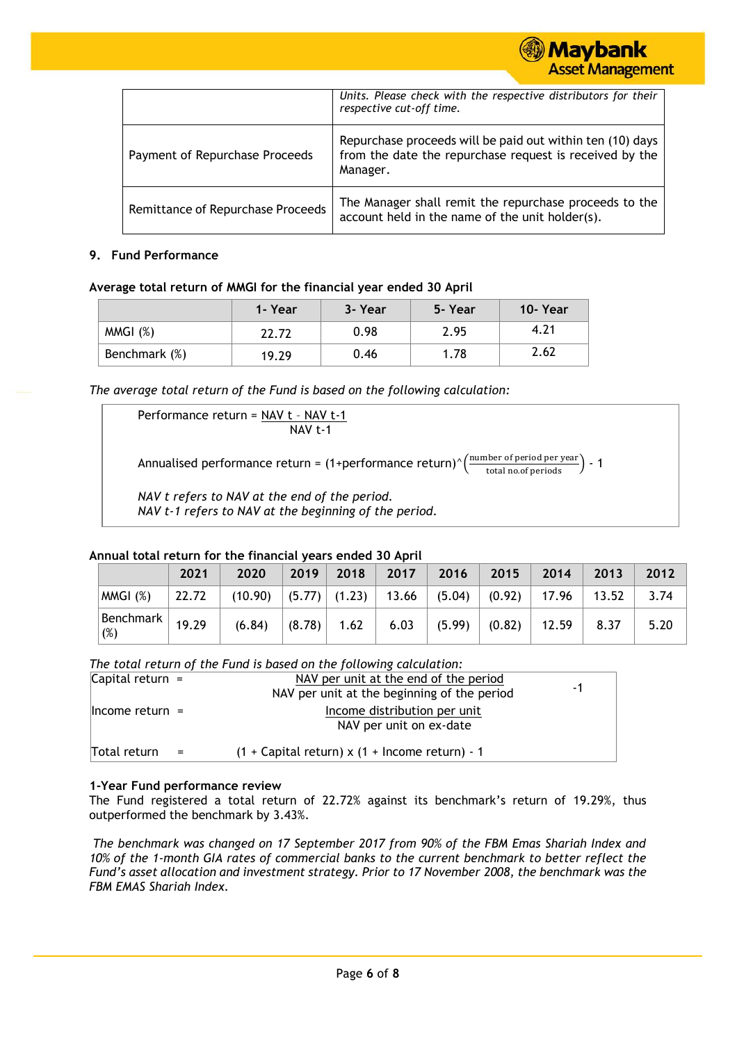| | |
|---|---|
| | *Units. Please check with the respective distributors for their respective cut-off time.* |
| Payment of Repurchase Proceeds | Repurchase proceeds will be paid out within ten (10) days from the date the repurchase request is received by the Manager. |
| Remittance of Repurchase Proceeds | The Manager shall remit the repurchase proceeds to the account held in the name of the unit holder(s). |

## 9. Fund Performance

**Average total return of MMGI for the financial year ended 30 April**

| | 1- Year | 3- Year | 5- Year | 10- Year |
|---|---|---|---|---|
| MMGI (%) | 22.72 | 0.98 | 2.95 | 4.21 |
| Benchmark (%) | 19.29 | 0.46 | 1.78 | 2.62 |

*The average total return of the Fund is based on the following calculation:*

$$\text{Performance return} = \frac{\text{NAV t} - \text{NAV t-1}}{\text{NAV t-1}}$$

$$\text{Annualised performance return} = (1+\text{performance return})^{\wedge}\left(\frac{\text{number of period per year}}{\text{total no.of periods}}\right) - 1$$

*NAV t refers to NAV at the end of the period.*
*NAV t-1 refers to NAV at the beginning of the period.*

**Annual total return for the financial years ended 30 April**

| | 2021 | 2020 | 2019 | 2018 | 2017 | 2016 | 2015 | 2014 | 2013 | 2012 |
|---|---|---|---|---|---|---|---|---|---|---|
| MMGI (%) | 22.72 | (10.90) | (5.77) | (1.23) | 13.66 | (5.04) | (0.92) | 17.96 | 13.52 | 3.74 |
| Benchmark (%) | 19.29 | (6.84) | (8.78) | 1.62 | 6.03 | (5.99) | (0.82) | 12.59 | 8.37 | 5.20 |

*The total return of the Fund is based on the following calculation:*

$$\text{Capital return} = \frac{\text{NAV per unit at the end of the period}}{\text{NAV per unit at the beginning of the period}} - 1$$

$$\text{Income return} = \frac{\text{Income distribution per unit}}{\text{NAV per unit on ex-date}}$$

$$\text{Total return} = (1 + \text{Capital return}) \times (1 + \text{Income return}) - 1$$

**1-Year Fund performance review**

The Fund registered a total return of 22.72% against its benchmark's return of 19.29%, thus outperformed the benchmark by 3.43%.

*The benchmark was changed on 17 September 2017 from 90% of the FBM Emas Shariah Index and 10% of the 1-month GIA rates of commercial banks to the current benchmark to better reflect the Fund's asset allocation and investment strategy. Prior to 17 November 2008, the benchmark was the FBM EMAS Shariah Index.*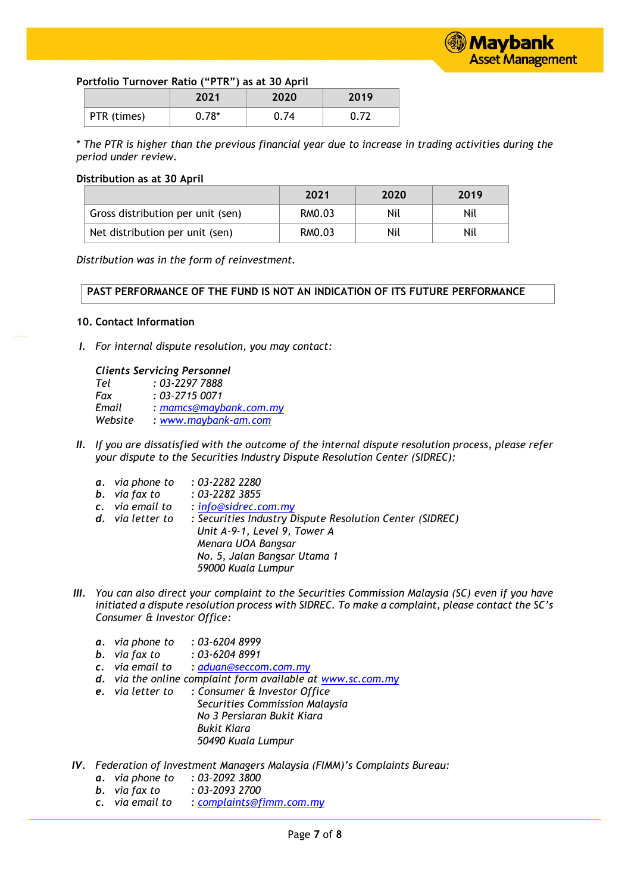**Portfolio Turnover Ratio ("PTR") as at 30 April**

| | 2021 | 2020 | 2019 |
|---|---|---|---|
| PTR (times) | 0.78* | 0.74 | 0.72 |

*\* The PTR is higher than the previous financial year due to increase in trading activities during the period under review.*

**Distribution as at 30 April**

| | 2021 | 2020 | 2019 |
|---|---|---|---|
| Gross distribution per unit (sen) | RM0.03 | Nil | Nil |
| Net distribution per unit (sen) | RM0.03 | Nil | Nil |

*Distribution was in the form of reinvestment.*

**PAST PERFORMANCE OF THE FUND IS NOT AN INDICATION OF ITS FUTURE PERFORMANCE**

## 10. Contact Information

**I.** *For internal dispute resolution, you may contact:*

***Clients Servicing Personnel***
*Tel : 03-2297 7888*
*Fax : 03-2715 0071*
*Email : mamcs@maybank.com.my*
*Website : www.maybank-am.com*

**II.** *If you are dissatisfied with the outcome of the internal dispute resolution process, please refer your dispute to the Securities Industry Dispute Resolution Center (SIDREC):*

- **a.** *via phone to : 03-2282 2280*
- **b.** *via fax to : 03-2282 3855*
- **c.** *via email to : info@sidrec.com.my*
- **d.** *via letter to : Securities Industry Dispute Resolution Center (SIDREC)*
  *Unit A-9-1, Level 9, Tower A*
  *Menara UOA Bangsar*
  *No. 5, Jalan Bangsar Utama 1*
  *59000 Kuala Lumpur*

**III.** *You can also direct your complaint to the Securities Commission Malaysia (SC) even if you have initiated a dispute resolution process with SIDREC. To make a complaint, please contact the SC's Consumer & Investor Office:*

- **a.** *via phone to : 03-6204 8999*
- **b.** *via fax to : 03-6204 8991*
- **c.** *via email to : aduan@seccom.com.my*
- **d.** *via the online complaint form available at www.sc.com.my*
- **e.** *via letter to : Consumer & Investor Office*
  *Securities Commission Malaysia*
  *No 3 Persiaran Bukit Kiara*
  *Bukit Kiara*
  *50490 Kuala Lumpur*

**IV.** *Federation of Investment Managers Malaysia (FIMM)'s Complaints Bureau:*

- **a.** *via phone to : 03-2092 3800*
- **b.** *via fax to : 03-2093 2700*
- **c.** *via email to : complaints@fimm.com.my*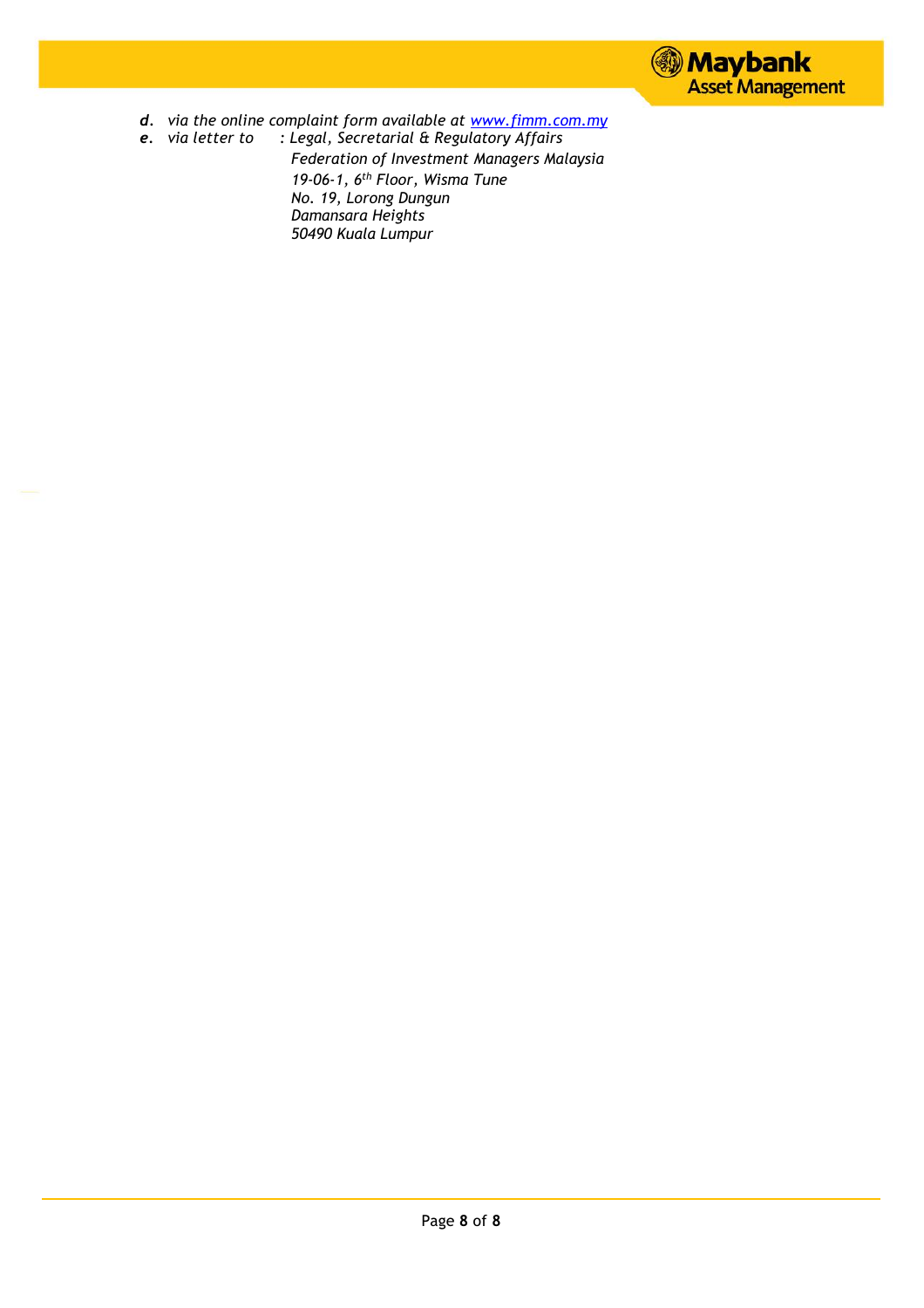*d.* *via the online complaint form available at [www.fimm.com.my](http://www.fimm.com.my)*

*e.* *via letter to : Legal, Secretarial & Regulatory Affairs*
*Federation of Investment Managers Malaysia*
*19-06-1, 6th Floor, Wisma Tune*
*No. 19, Lorong Dungun*
*Damansara Heights*
*50490 Kuala Lumpur*